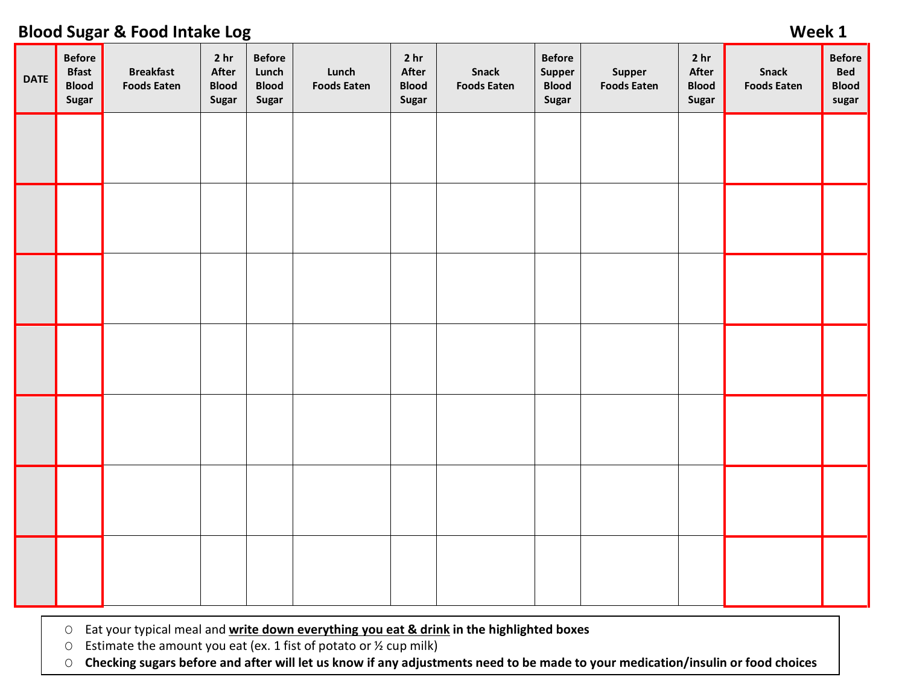# Blood Sugar & Food Intake Log

**Week 1**

| DATE | Before Bfast Blood Sugar | Breakfast Foods Eaten | 2 hr After Blood Sugar | Before Lunch Blood Sugar | Lunch Foods Eaten | 2 hr After Blood Sugar | Snack Foods Eaten | Before Supper Blood Sugar | Supper Foods Eaten | 2 hr After Blood Sugar | Snack Foods Eaten | Before Bed Blood sugar |
|---|---|---|---|---|---|---|---|---|---|---|---|---|
| | | | | | | | | | | | | |
| | | | | | | | | | | | | |
| | | | | | | | | | | | | |
| | | | | | | | | | | | | |
| | | | | | | | | | | | | |
| | | | | | | | | | | | | |
| | | | | | | | | | | | | |

- Eat your typical meal and **write down everything you eat & drink in the highlighted boxes**
- Estimate the amount you eat (ex. 1 fist of potato or ½ cup milk)
- **Checking sugars before and after will let us know if any adjustments need to be made to your medication/insulin or food choices**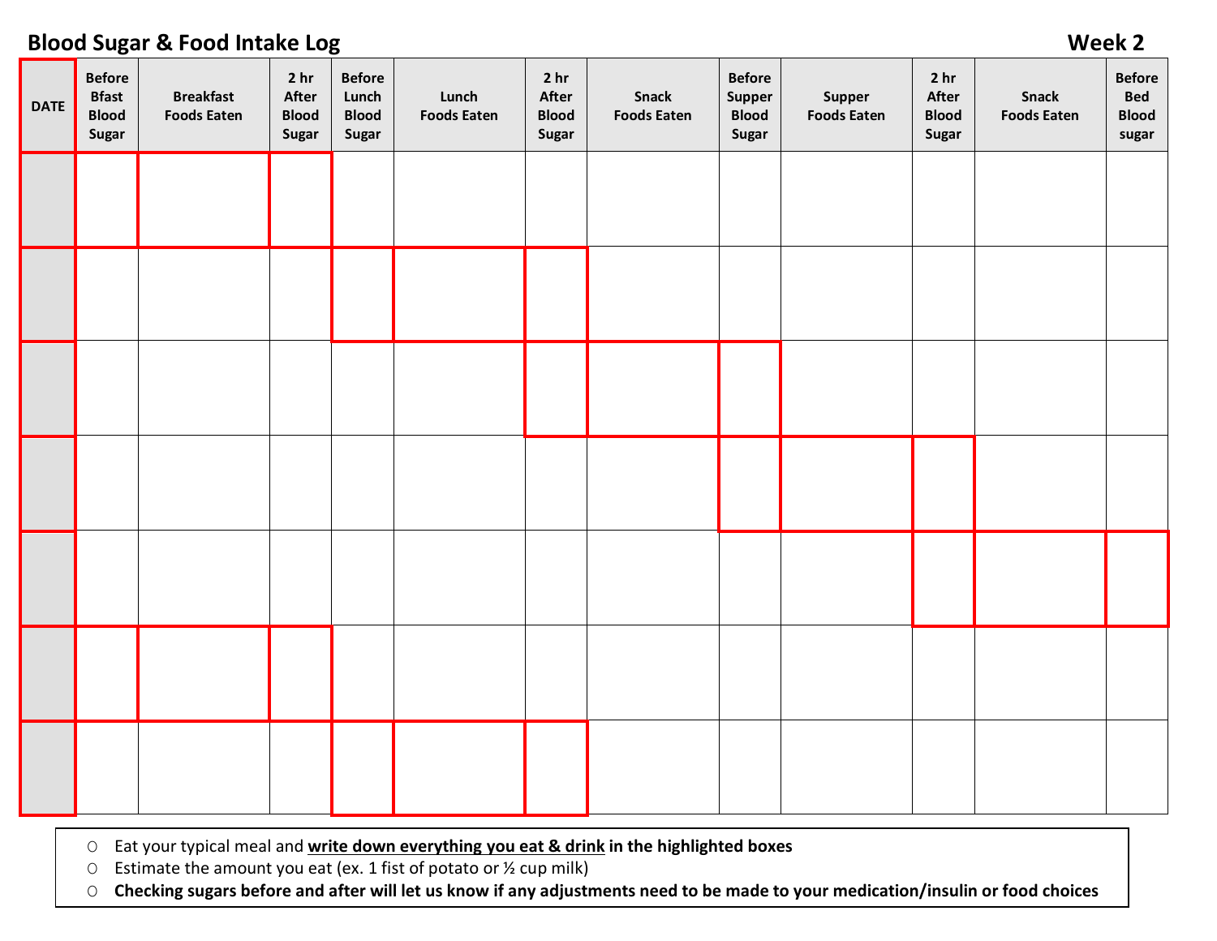**Blood Sugar & Food Intake Log** **Week 2**

| DATE | Before Bfast Blood Sugar | Breakfast Foods Eaten | 2 hr After Blood Sugar | Before Lunch Blood Sugar | Lunch Foods Eaten | 2 hr After Blood Sugar | Snack Foods Eaten | Before Supper Blood Sugar | Supper Foods Eaten | 2 hr After Blood Sugar | Snack Foods Eaten | Before Bed Blood sugar |
|---|---|---|---|---|---|---|---|---|---|---|---|---|
| | | | | | | | | | | | | |
| | | | | | | | | | | | | |
| | | | | | | | | | | | | |
| | | | | | | | | | | | | |
| | | | | | | | | | | | | |
| | | | | | | | | | | | | |
| | | | | | | | | | | | | |

- Eat your typical meal and **<u>write down everything you eat & drink</u> in the highlighted boxes**
- Estimate the amount you eat (ex. 1 fist of potato or ½ cup milk)
- **Checking sugars before and after will let us know if any adjustments need to be made to your medication/insulin or food choices**